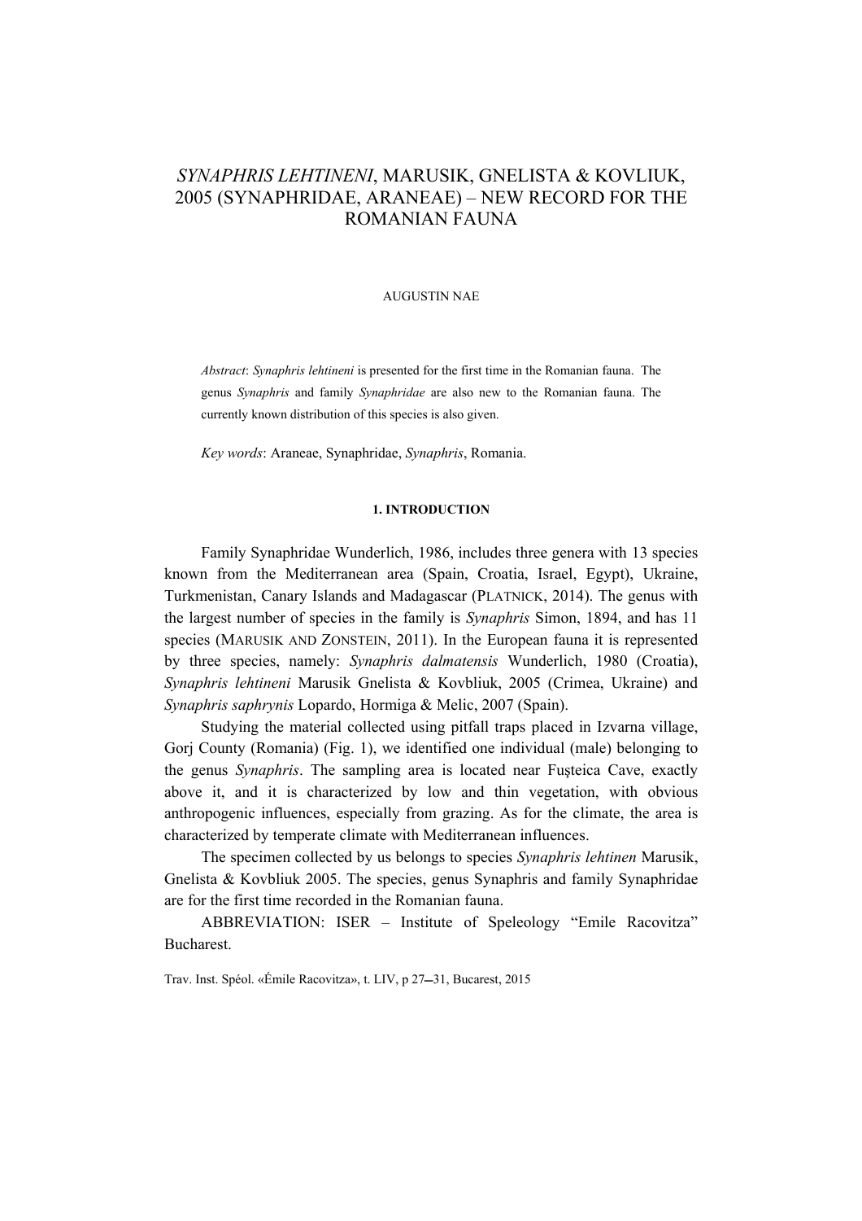# *SYNAPHRIS LEHTINENI*, MARUSIK, GNELISTA & KOVLIUK, 2005 (SYNAPHRIDAE, ARANEAE) – NEW RECORD FOR THE ROMANIAN FAUNA

AUGUSTIN NAE

*Abstract*: *Synaphris lehtineni* is presented for the first time in the Romanian fauna. The genus *Synaphris* and family *Synaphridae* are also new to the Romanian fauna. The currently known distribution of this species is also given.

*Key words*: Araneae, Synaphridae, *Synaphris*, Romania.

## 1. INTRODUCTION

Family Synaphridae Wunderlich, 1986, includes three genera with 13 species known from the Mediterranean area (Spain, Croatia, Israel, Egypt), Ukraine, Turkmenistan, Canary Islands and Madagascar (PLATNICK, 2014). The genus with the largest number of species in the family is *Synaphris* Simon, 1894, and has 11 species (MARUSIK AND ZONSTEIN, 2011). In the European fauna it is represented by three species, namely: *Synaphris dalmatensis* Wunderlich, 1980 (Croatia), *Synaphris lehtineni* Marusik Gnelista & Kovbliuk, 2005 (Crimea, Ukraine) and *Synaphris saphrynis* Lopardo, Hormiga & Melic, 2007 (Spain).

Studying the material collected using pitfall traps placed in Izvarna village, Gorj County (Romania) (Fig. 1), we identified one individual (male) belonging to the genus *Synaphris*. The sampling area is located near Fuşteica Cave, exactly above it, and it is characterized by low and thin vegetation, with obvious anthropogenic influences, especially from grazing. As for the climate, the area is characterized by temperate climate with Mediterranean influences.

The specimen collected by us belongs to species *Synaphris lehtinen* Marusik, Gnelista & Kovbliuk 2005. The species, genus Synaphris and family Synaphridae are for the first time recorded in the Romanian fauna.

ABBREVIATION: ISER – Institute of Speleology "Emile Racovitza" Bucharest.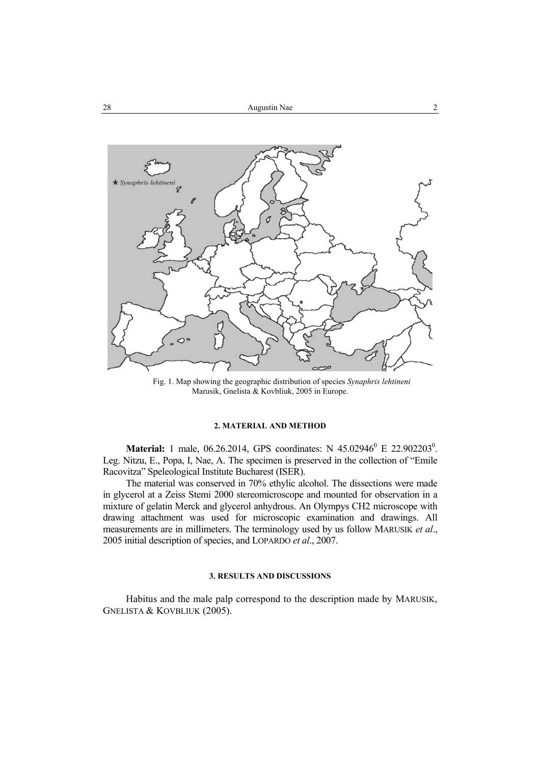Fig. 1. Map showing the geographic distribution of species *Synaphris lehtineni* Marusik, Gnelista & Kovbliuk, 2005 in Europe.

## 2. MATERIAL AND METHOD

**Material:** 1 male, 06.26.2014, GPS coordinates: N 45.02946$^0$ E 22.902203$^0$. Leg. Nitzu, E., Popa, I, Nae, A. The specimen is preserved in the collection of "Emile Racovitza" Speleological Institute Bucharest (ISER).

The material was conserved in 70% ethylic alcohol. The dissections were made in glycerol at a Zeiss Stemi 2000 stereomicroscope and mounted for observation in a mixture of gelatin Merck and glycerol anhydrous. An Olympys CH2 microscope with drawing attachment was used for microscopic examination and drawings. All measurements are in millimeters. The terminology used by us follow MARUSIK *et al*., 2005 initial description of species, and LOPARDO *et al*., 2007.

## 3. RESULTS AND DISCUSSIONS

Habitus and the male palp correspond to the description made by MARUSIK, GNELISTA & KOVBLIUK (2005).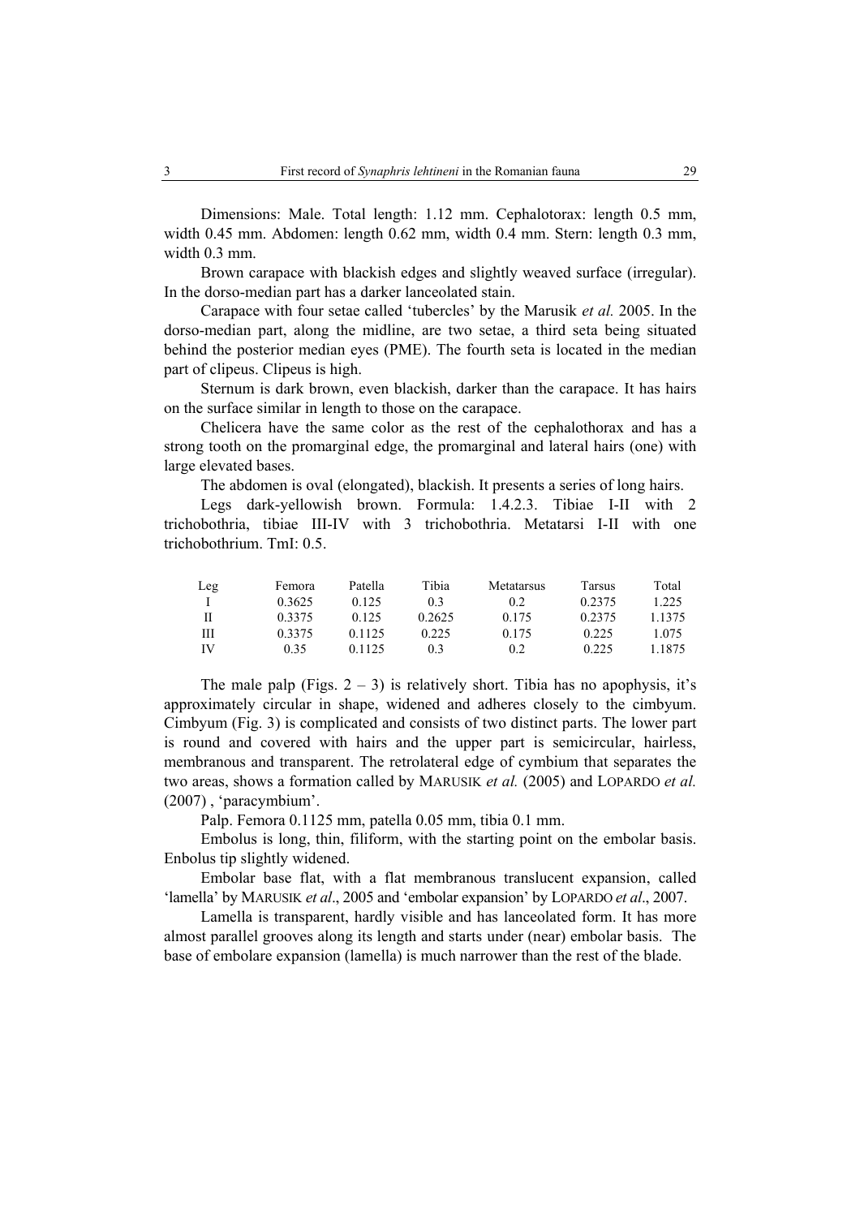Dimensions: Male. Total length: 1.12 mm. Cephalotorax: length 0.5 mm, width 0.45 mm. Abdomen: length 0.62 mm, width 0.4 mm. Stern: length 0.3 mm, width 0.3 mm.

Brown carapace with blackish edges and slightly weaved surface (irregular). In the dorso-median part has a darker lanceolated stain.

Carapace with four setae called 'tubercles' by the Marusik *et al.* 2005. In the dorso-median part, along the midline, are two setae, a third seta being situated behind the posterior median eyes (PME). The fourth seta is located in the median part of clipeus. Clipeus is high.

Sternum is dark brown, even blackish, darker than the carapace. It has hairs on the surface similar in length to those on the carapace.

Chelicera have the same color as the rest of the cephalothorax and has a strong tooth on the promarginal edge, the promarginal and lateral hairs (one) with large elevated bases.

The abdomen is oval (elongated), blackish. It presents a series of long hairs.

Legs dark-yellowish brown. Formula: 1.4.2.3. Tibiae I-II with 2 trichobothria, tibiae III-IV with 3 trichobothria. Metatarsi I-II with one trichobothrium. TmI: 0.5.

| Leg | Femora | Patella | Tibia | Metatarsus | Tarsus | Total |
|---|---|---|---|---|---|---|
| I | 0.3625 | 0.125 | 0.3 | 0.2 | 0.2375 | 1.225 |
| II | 0.3375 | 0.125 | 0.2625 | 0.175 | 0.2375 | 1.1375 |
| III | 0.3375 | 0.1125 | 0.225 | 0.175 | 0.225 | 1.075 |
| IV | 0.35 | 0.1125 | 0.3 | 0.2 | 0.225 | 1.1875 |

The male palp (Figs. 2 – 3) is relatively short. Tibia has no apophysis, it's approximately circular in shape, widened and adheres closely to the cimbyum. Cimbyum (Fig. 3) is complicated and consists of two distinct parts. The lower part is round and covered with hairs and the upper part is semicircular, hairless, membranous and transparent. The retrolateral edge of cymbium that separates the two areas, shows a formation called by MARUSIK *et al.* (2005) and LOPARDO *et al.* (2007) , 'paracymbium'.

Palp. Femora 0.1125 mm, patella 0.05 mm, tibia 0.1 mm.

Embolus is long, thin, filiform, with the starting point on the embolar basis. Enbolus tip slightly widened.

Embolar base flat, with a flat membranous translucent expansion, called 'lamella' by MARUSIK *et al*., 2005 and 'embolar expansion' by LOPARDO *et al*., 2007.

Lamella is transparent, hardly visible and has lanceolated form. It has more almost parallel grooves along its length and starts under (near) embolar basis. The base of embolare expansion (lamella) is much narrower than the rest of the blade.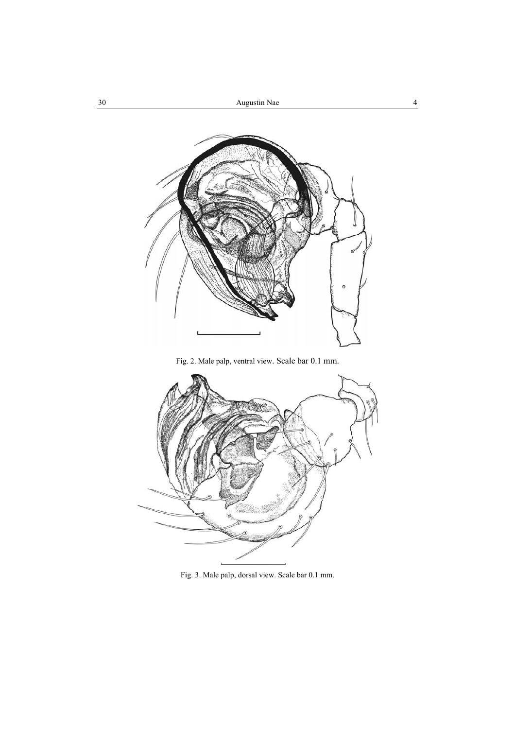Fig. 2. Male palp, ventral view. Scale bar 0.1 mm.

Fig. 3. Male palp, dorsal view. Scale bar 0.1 mm.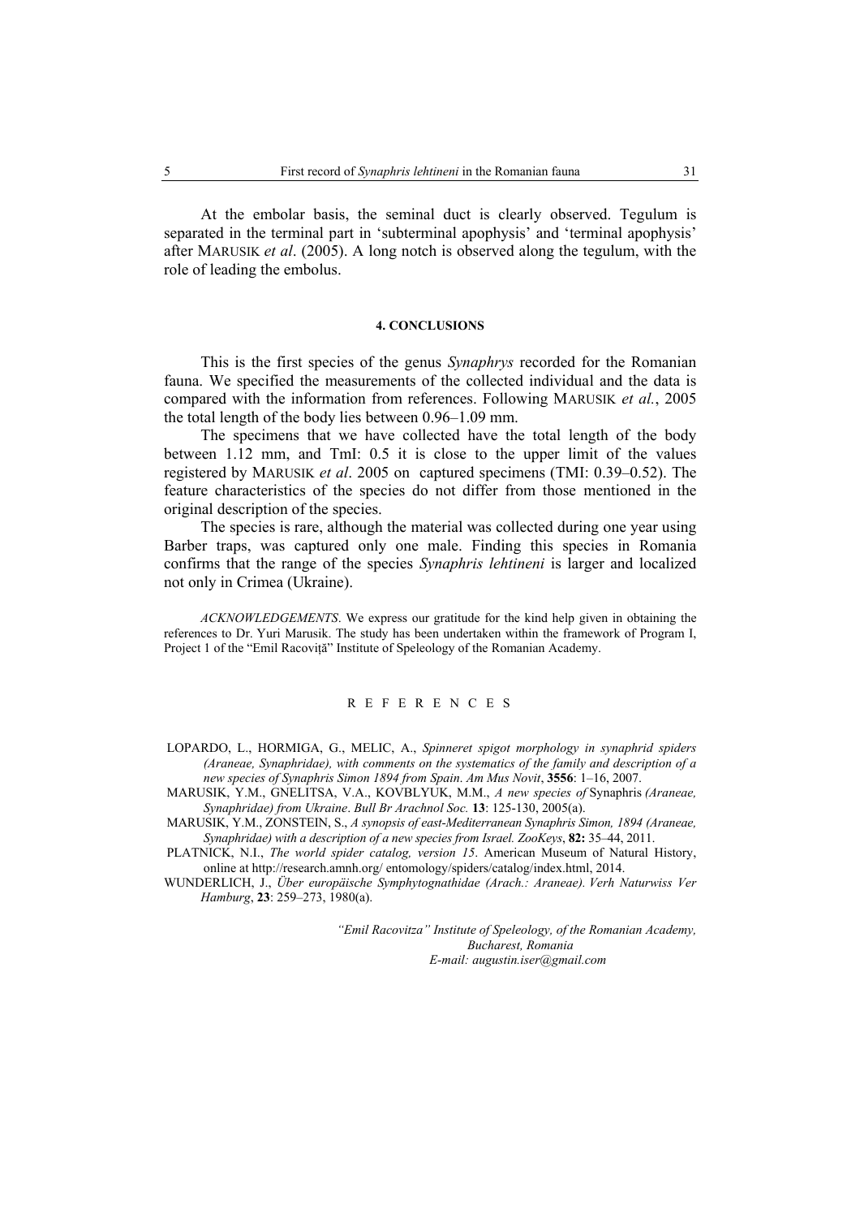At the embolar basis, the seminal duct is clearly observed. Tegulum is separated in the terminal part in 'subterminal apophysis' and 'terminal apophysis' after MARUSIK *et al*. (2005). A long notch is observed along the tegulum, with the role of leading the embolus.

#### 4. CONCLUSIONS

This is the first species of the genus *Synaphrys* recorded for the Romanian fauna. We specified the measurements of the collected individual and the data is compared with the information from references. Following MARUSIK *et al.*, 2005 the total length of the body lies between 0.96–1.09 mm.

The specimens that we have collected have the total length of the body between 1.12 mm, and TmI: 0.5 it is close to the upper limit of the values registered by MARUSIK *et al*. 2005 on captured specimens (TMI: 0.39–0.52). The feature characteristics of the species do not differ from those mentioned in the original description of the species.

The species is rare, although the material was collected during one year using Barber traps, was captured only one male. Finding this species in Romania confirms that the range of the species *Synaphris lehtineni* is larger and localized not only in Crimea (Ukraine).

*ACKNOWLEDGEMENTS*. We express our gratitude for the kind help given in obtaining the references to Dr. Yuri Marusik. The study has been undertaken within the framework of Program I, Project 1 of the "Emil Racoviţă" Institute of Speleology of the Romanian Academy.

#### R E F E R E N C E S

LOPARDO, L., HORMIGA, G., MELIC, A., *Spinneret spigot morphology in synaphrid spiders (Araneae, Synaphridae), with comments on the systematics of the family and description of a new species of Synaphris Simon 1894 from Spain*. *Am Mus Novit*, **3556**: 1–16, 2007.

MARUSIK, Y.M., GNELITSA, V.A., KOVBLYUK, M.M., *A new species of* Synaphris *(Araneae, Synaphridae) from Ukraine*. *Bull Br Arachnol Soc.* **13**: 125-130, 2005(a).

MARUSIK, Y.M., ZONSTEIN, S., *A synopsis of east-Mediterranean Synaphris Simon, 1894 (Araneae, Synaphridae) with a description of a new species from Israel. ZooKeys*, **82:** 35–44, 2011.

PLATNICK, N.I., *The world spider catalog, version 15*. American Museum of Natural History, online at http://research.amnh.org/ entomology/spiders/catalog/index.html, 2014.

WUNDERLICH, J., *Über europäische Symphytognathidae (Arach.: Araneae). Verh Naturwiss Ver Hamburg*, **23**: 259–273, 1980(a).

*"Emil Racovitza" Institute of Speleology, of the Romanian Academy,*
*Bucharest, Romania*
*E-mail: augustin.iser@gmail.com*